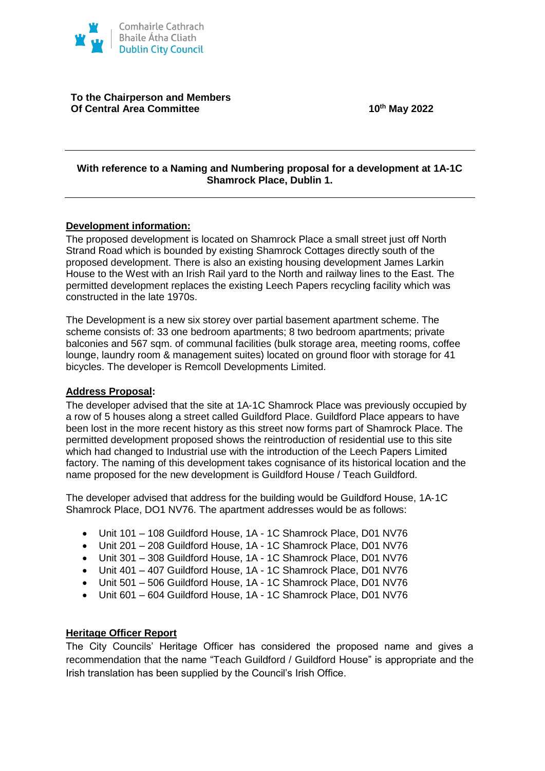Comhairle Cathrach
Bhaile Átha Cliath
Dublin City Council

**To the Chairperson and Members**
**Of Central Area Committee**

**10th May 2022**

---

**With reference to a Naming and Numbering proposal for a development at 1A-1C Shamrock Place, Dublin 1.**

---

**Development information:**

The proposed development is located on Shamrock Place a small street just off North Strand Road which is bounded by existing Shamrock Cottages directly south of the proposed development. There is also an existing housing development James Larkin House to the West with an Irish Rail yard to the North and railway lines to the East. The permitted development replaces the existing Leech Papers recycling facility which was constructed in the late 1970s.

The Development is a new six storey over partial basement apartment scheme. The scheme consists of: 33 one bedroom apartments; 8 two bedroom apartments; private balconies and 567 sqm. of communal facilities (bulk storage area, meeting rooms, coffee lounge, laundry room & management suites) located on ground floor with storage for 41 bicycles. The developer is Remcoll Developments Limited.

**Address Proposal:**

The developer advised that the site at 1A-1C Shamrock Place was previously occupied by a row of 5 houses along a street called Guildford Place. Guildford Place appears to have been lost in the more recent history as this street now forms part of Shamrock Place. The permitted development proposed shows the reintroduction of residential use to this site which had changed to Industrial use with the introduction of the Leech Papers Limited factory. The naming of this development takes cognisance of its historical location and the name proposed for the new development is Guildford House / Teach Guildford.

The developer advised that address for the building would be Guildford House, 1A-1C Shamrock Place, DO1 NV76. The apartment addresses would be as follows:

- Unit 101 – 108 Guildford House, 1A - 1C Shamrock Place, D01 NV76
- Unit 201 – 208 Guildford House, 1A - 1C Shamrock Place, D01 NV76
- Unit 301 – 308 Guildford House, 1A - 1C Shamrock Place, D01 NV76
- Unit 401 – 407 Guildford House, 1A - 1C Shamrock Place, D01 NV76
- Unit 501 – 506 Guildford House, 1A - 1C Shamrock Place, D01 NV76
- Unit 601 – 604 Guildford House, 1A - 1C Shamrock Place, D01 NV76

**Heritage Officer Report**

The City Councils' Heritage Officer has considered the proposed name and gives a recommendation that the name "Teach Guildford / Guildford House" is appropriate and the Irish translation has been supplied by the Council's Irish Office.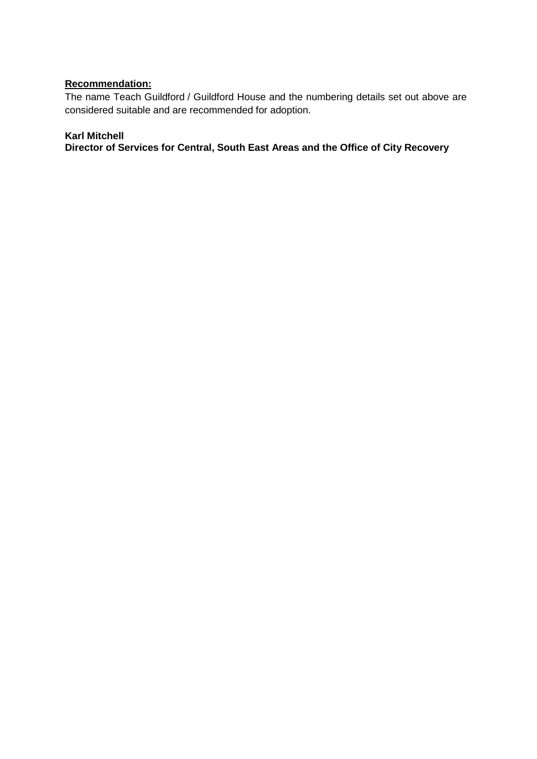**<u>Recommendation:</u>**
The name Teach Guildford / Guildford House and the numbering details set out above are considered suitable and are recommended for adoption.

**Karl Mitchell**
**Director of Services for Central, South East Areas and the Office of City Recovery**